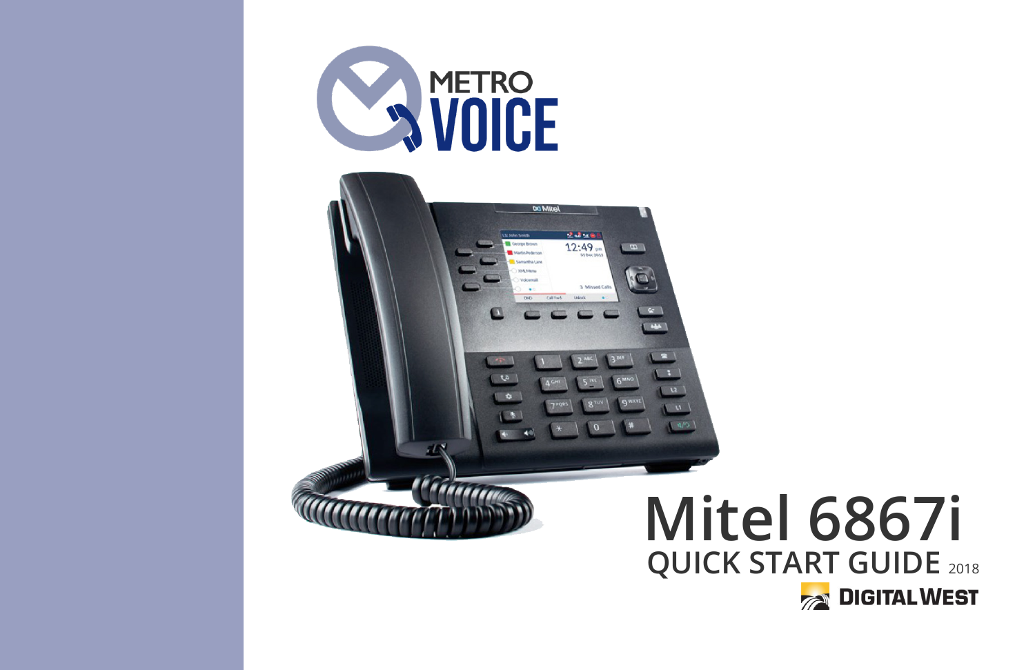METRO VOICE

# Mitel 6867i

## QUICK START GUIDE 2018

DIGITAL WEST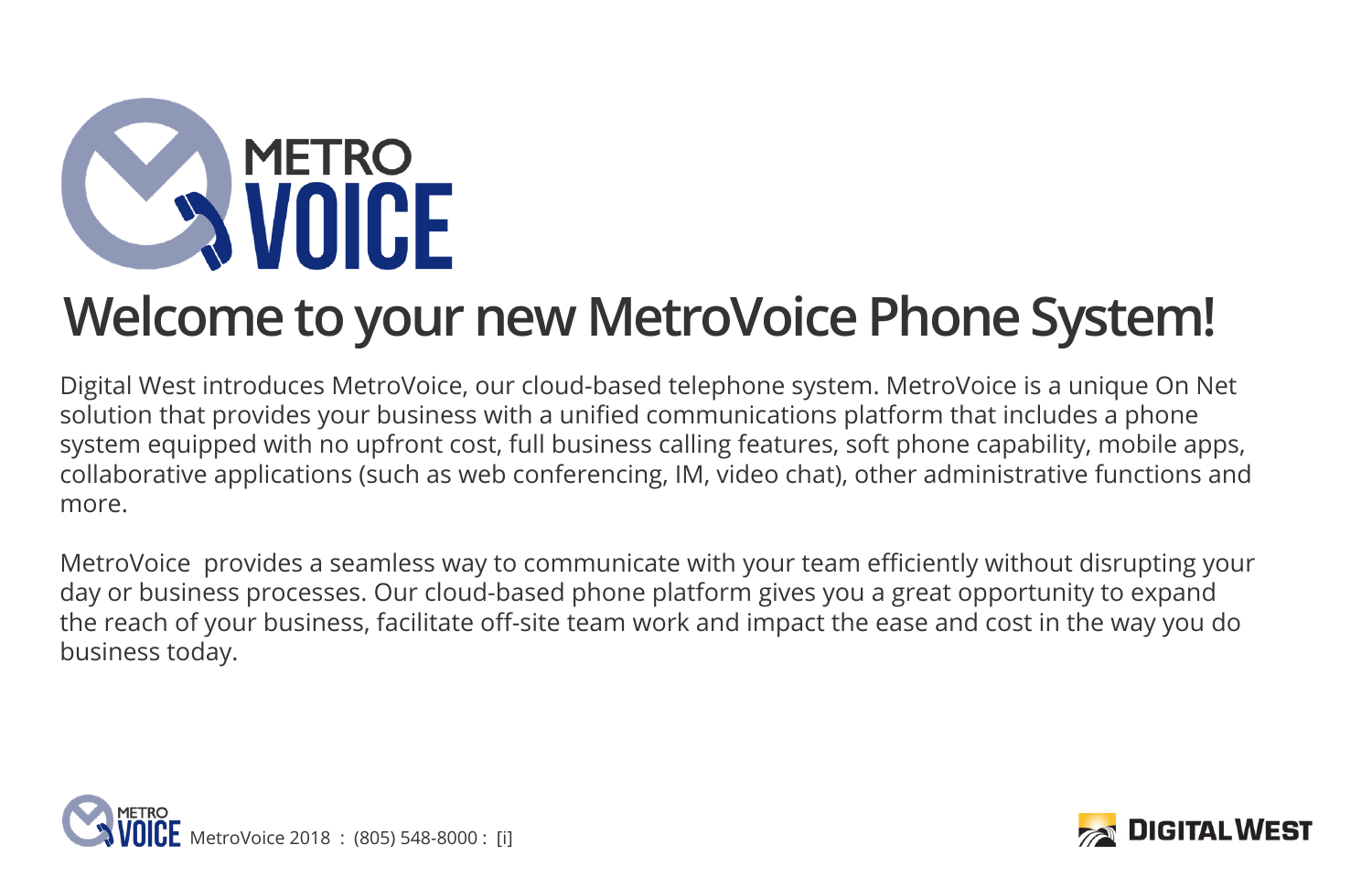# Welcome to your new MetroVoice Phone System!

Digital West introduces MetroVoice, our cloud-based telephone system. MetroVoice is a unique On Net solution that provides your business with a unified communications platform that includes a phone system equipped with no upfront cost, full business calling features, soft phone capability, mobile apps, collaborative applications (such as web conferencing, IM, video chat), other administrative functions and more.

MetroVoice provides a seamless way to communicate with your team efficiently without disrupting your day or business processes. Our cloud-based phone platform gives you a great opportunity to expand the reach of your business, facilitate off-site team work and impact the ease and cost in the way you do business today.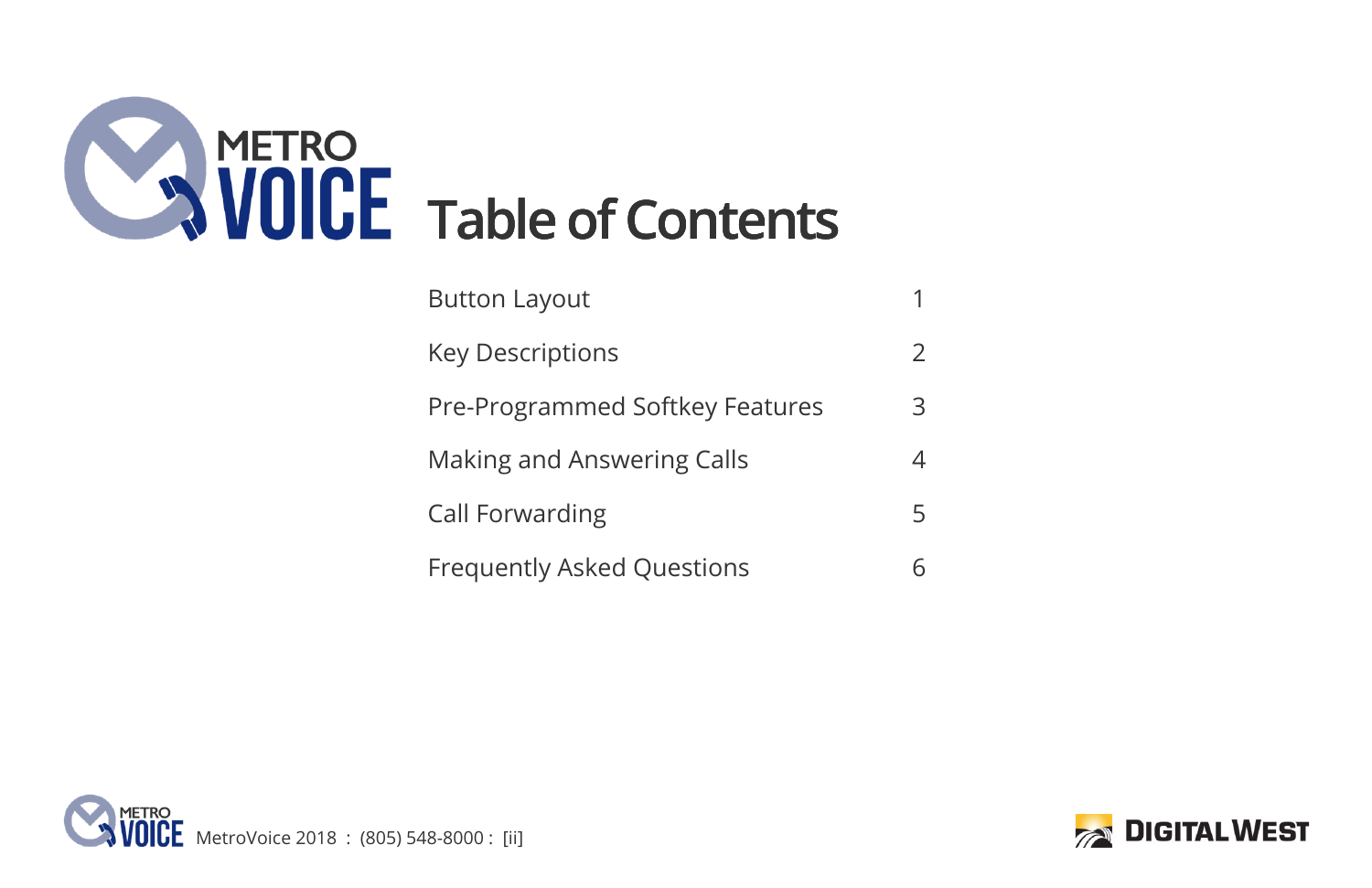# Table of Contents

| | |
|---|---|
| Button Layout | 1 |
| Key Descriptions | 2 |
| Pre-Programmed Softkey Features | 3 |
| Making and Answering Calls | 4 |
| Call Forwarding | 5 |
| Frequently Asked Questions | 6 |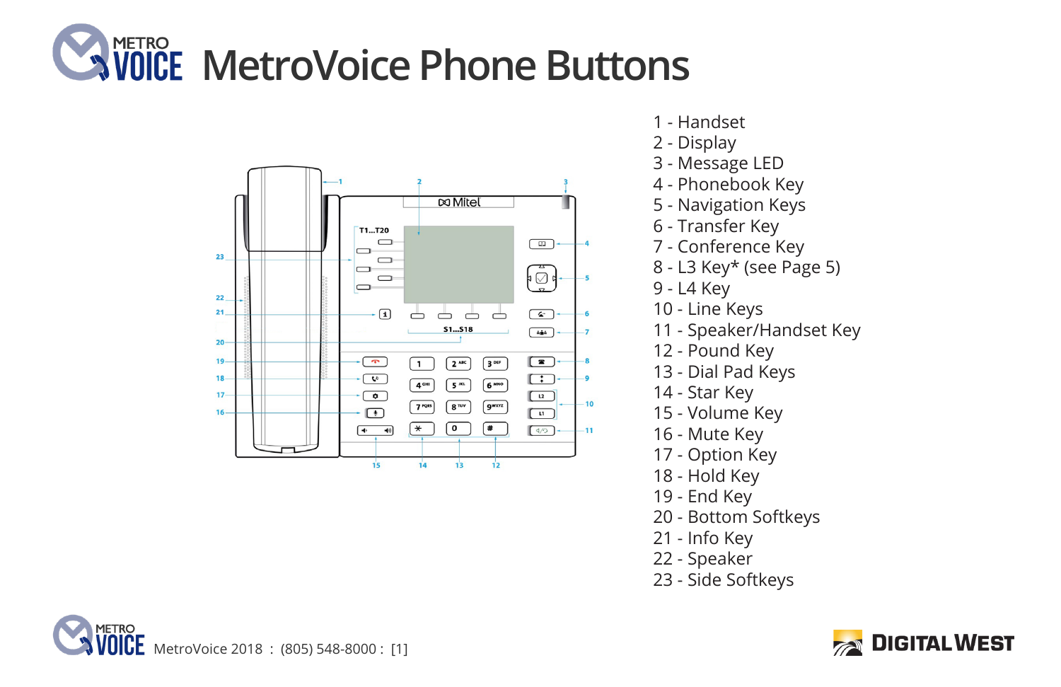# MetroVoice Phone Buttons

1 - Handset
2 - Display
3 - Message LED
4 - Phonebook Key
5 - Navigation Keys
6 - Transfer Key
7 - Conference Key
8 - L3 Key* (see Page 5)
9 - L4 Key
10 - Line Keys
11 - Speaker/Handset Key
12 - Pound Key
13 - Dial Pad Keys
14 - Star Key
15 - Volume Key
16 - Mute Key
17 - Option Key
18 - Hold Key
19 - End Key
20 - Bottom Softkeys
21 - Info Key
22 - Speaker
23 - Side Softkeys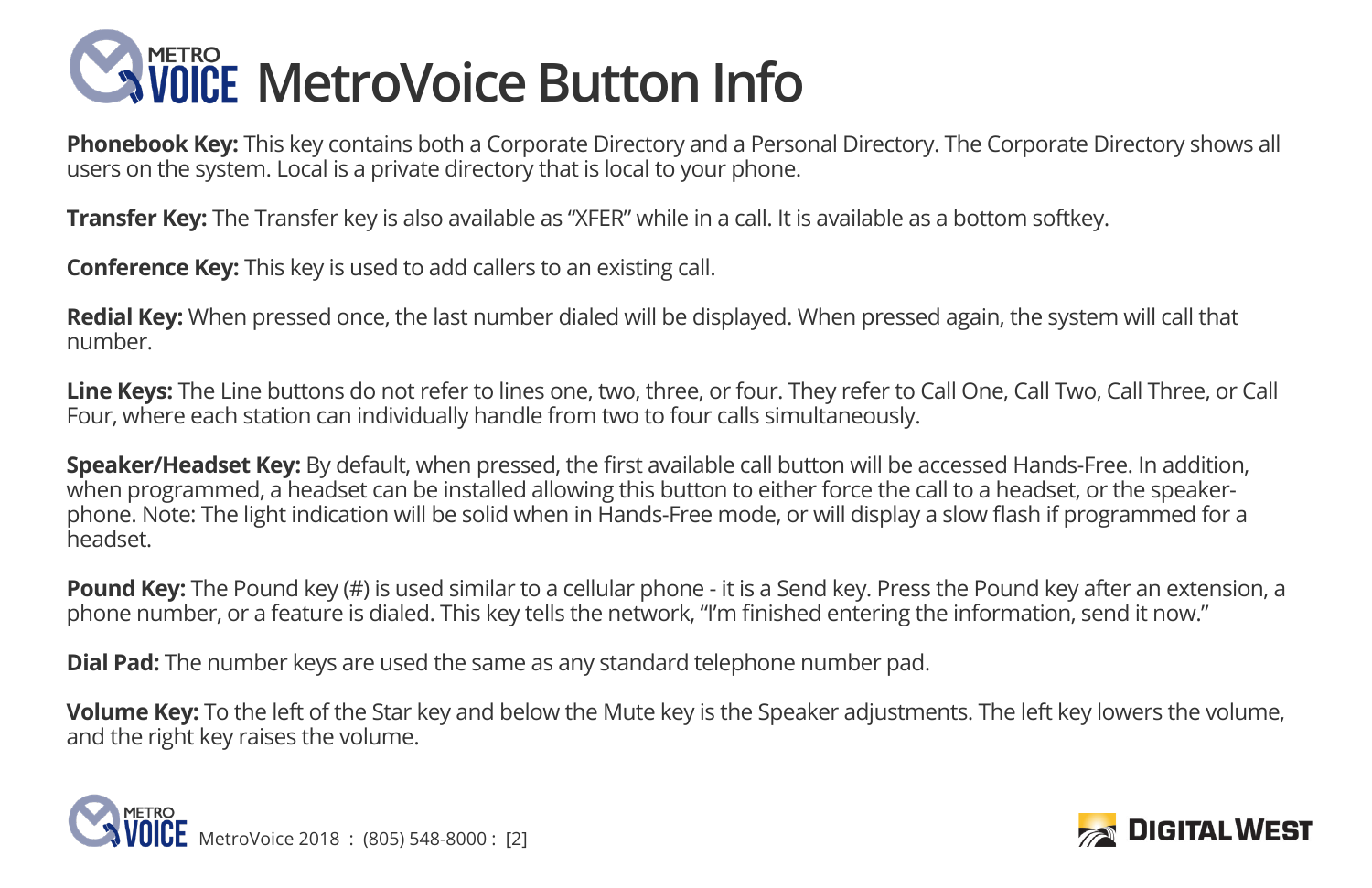# MetroVoice Button Info

**Phonebook Key:** This key contains both a Corporate Directory and a Personal Directory. The Corporate Directory shows all users on the system. Local is a private directory that is local to your phone.

**Transfer Key:** The Transfer key is also available as "XFER" while in a call. It is available as a bottom softkey.

**Conference Key:** This key is used to add callers to an existing call.

**Redial Key:** When pressed once, the last number dialed will be displayed. When pressed again, the system will call that number.

**Line Keys:** The Line buttons do not refer to lines one, two, three, or four. They refer to Call One, Call Two, Call Three, or Call Four, where each station can individually handle from two to four calls simultaneously.

**Speaker/Headset Key:** By default, when pressed, the first available call button will be accessed Hands-Free. In addition, when programmed, a headset can be installed allowing this button to either force the call to a headset, or the speaker-phone. Note: The light indication will be solid when in Hands-Free mode, or will display a slow flash if programmed for a headset.

**Pound Key:** The Pound key (#) is used similar to a cellular phone - it is a Send key. Press the Pound key after an extension, a phone number, or a feature is dialed. This key tells the network, "I'm finished entering the information, send it now."

**Dial Pad:** The number keys are used the same as any standard telephone number pad.

**Volume Key:** To the left of the Star key and below the Mute key is the Speaker adjustments. The left key lowers the volume, and the right key raises the volume.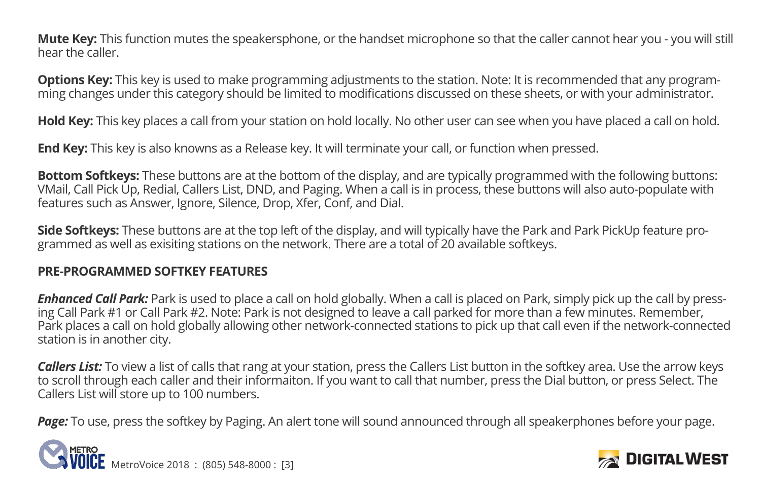**Mute Key:** This function mutes the speakersphone, or the handset microphone so that the caller cannot hear you - you will still hear the caller.

**Options Key:** This key is used to make programming adjustments to the station. Note: It is recommended that any programming changes under this category should be limited to modifications discussed on these sheets, or with your administrator.

**Hold Key:** This key places a call from your station on hold locally. No other user can see when you have placed a call on hold.

**End Key:** This key is also knowns as a Release key. It will terminate your call, or function when pressed.

**Bottom Softkeys:** These buttons are at the bottom of the display, and are typically programmed with the following buttons: VMail, Call Pick Up, Redial, Callers List, DND, and Paging. When a call is in process, these buttons will also auto-populate with features such as Answer, Ignore, Silence, Drop, Xfer, Conf, and Dial.

**Side Softkeys:** These buttons are at the top left of the display, and will typically have the Park and Park PickUp feature programmed as well as exisiting stations on the network. There are a total of 20 available softkeys.

**PRE-PROGRAMMED SOFTKEY FEATURES**

***Enhanced Call Park:*** Park is used to place a call on hold globally. When a call is placed on Park, simply pick up the call by pressing Call Park #1 or Call Park #2. Note: Park is not designed to leave a call parked for more than a few minutes. Remember, Park places a call on hold globally allowing other network-connected stations to pick up that call even if the network-connected station is in another city.

***Callers List:*** To view a list of calls that rang at your station, press the Callers List button in the softkey area. Use the arrow keys to scroll through each caller and their informaiton. If you want to call that number, press the Dial button, or press Select. The Callers List will store up to 100 numbers.

***Page:*** To use, press the softkey by Paging. An alert tone will sound announced through all speakerphones before your page.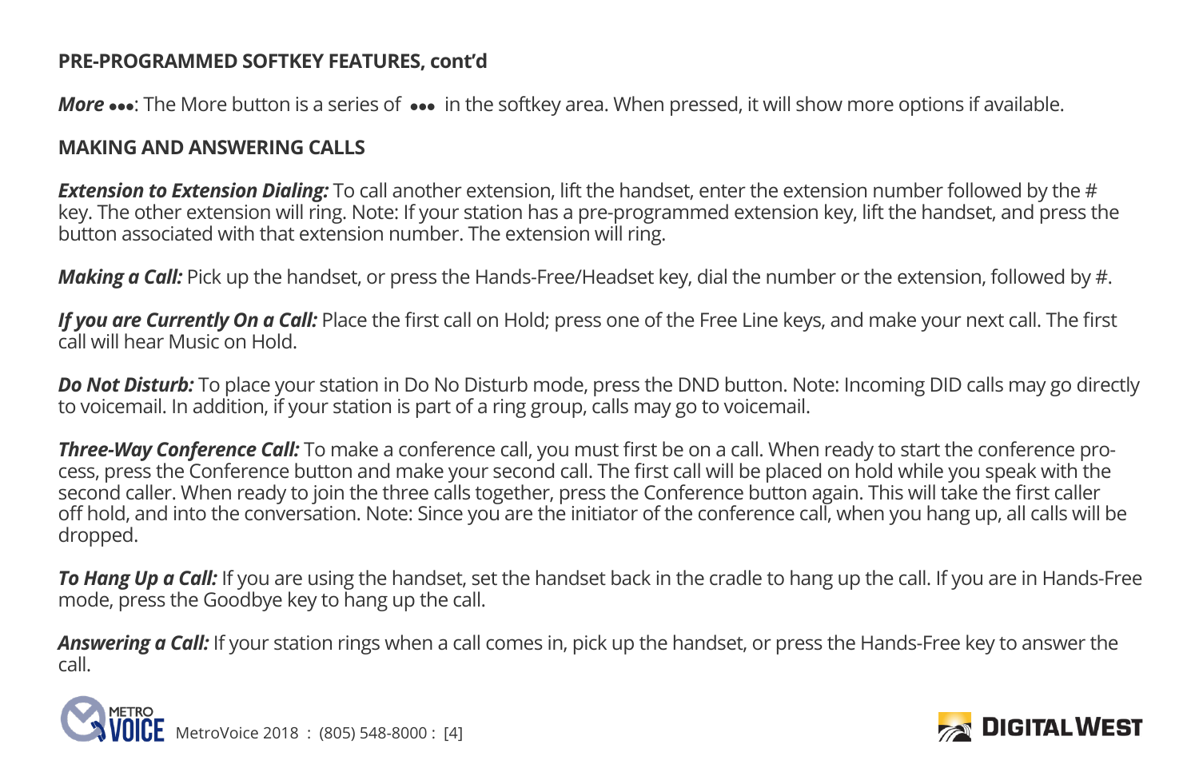**PRE-PROGRAMMED SOFTKEY FEATURES, cont'd**

***More* •••**: The More button is a series of ••• in the softkey area. When pressed, it will show more options if available.

**MAKING AND ANSWERING CALLS**

***Extension to Extension Dialing:*** To call another extension, lift the handset, enter the extension number followed by the # key. The other extension will ring. Note: If your station has a pre-programmed extension key, lift the handset, and press the button associated with that extension number. The extension will ring.

***Making a Call:*** Pick up the handset, or press the Hands-Free/Headset key, dial the number or the extension, followed by #.

***If you are Currently On a Call:*** Place the first call on Hold; press one of the Free Line keys, and make your next call. The first call will hear Music on Hold.

***Do Not Disturb:*** To place your station in Do No Disturb mode, press the DND button. Note: Incoming DID calls may go directly to voicemail. In addition, if your station is part of a ring group, calls may go to voicemail.

***Three-Way Conference Call:*** To make a conference call, you must first be on a call. When ready to start the conference process, press the Conference button and make your second call. The first call will be placed on hold while you speak with the second caller. When ready to join the three calls together, press the Conference button again. This will take the first caller off hold, and into the conversation. Note: Since you are the initiator of the conference call, when you hang up, all calls will be dropped.

***To Hang Up a Call:*** If you are using the handset, set the handset back in the cradle to hang up the call. If you are in Hands-Free mode, press the Goodbye key to hang up the call.

***Answering a Call:*** If your station rings when a call comes in, pick up the handset, or press the Hands-Free key to answer the call.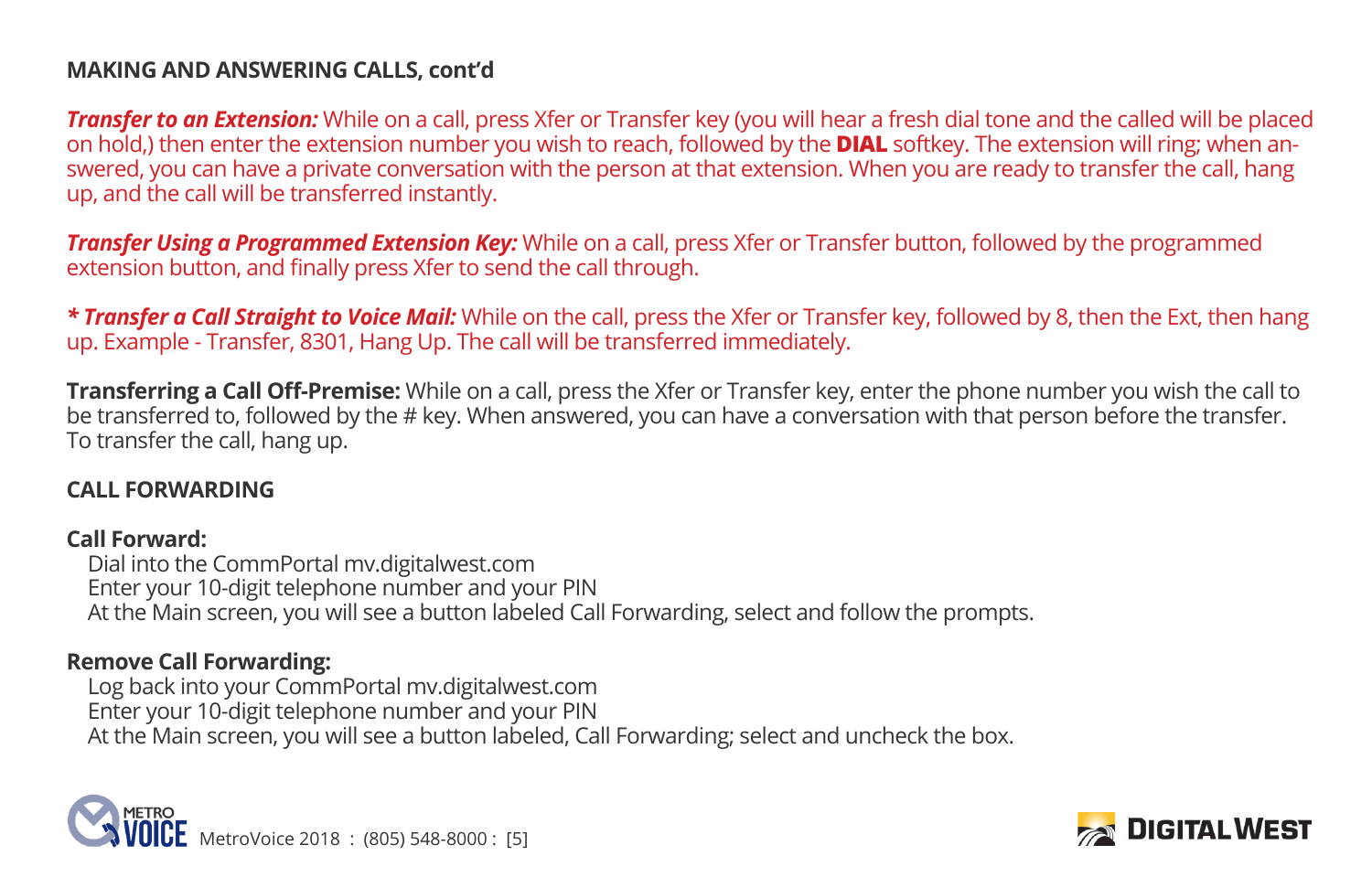## MAKING AND ANSWERING CALLS, cont'd

***Transfer to an Extension:*** While on a call, press Xfer or Transfer key (you will hear a fresh dial tone and the called will be placed on hold,) then enter the extension number you wish to reach, followed by the **DIAL** softkey. The extension will ring; when answered, you can have a private conversation with the person at that extension. When you are ready to transfer the call, hang up, and the call will be transferred instantly.

***Transfer Using a Programmed Extension Key:*** While on a call, press Xfer or Transfer button, followed by the programmed extension button, and finally press Xfer to send the call through.

***\* Transfer a Call Straight to Voice Mail:*** While on the call, press the Xfer or Transfer key, followed by 8, then the Ext, then hang up. Example - Transfer, 8301, Hang Up. The call will be transferred immediately.

**Transferring a Call Off-Premise:** While on a call, press the Xfer or Transfer key, enter the phone number you wish the call to be transferred to, followed by the # key. When answered, you can have a conversation with that person before the transfer. To transfer the call, hang up.

## CALL FORWARDING

**Call Forward:**

Dial into the CommPortal mv.digitalwest.com
Enter your 10-digit telephone number and your PIN
At the Main screen, you will see a button labeled Call Forwarding, select and follow the prompts.

**Remove Call Forwarding:**

Log back into your CommPortal mv.digitalwest.com
Enter your 10-digit telephone number and your PIN
At the Main screen, you will see a button labeled, Call Forwarding; select and uncheck the box.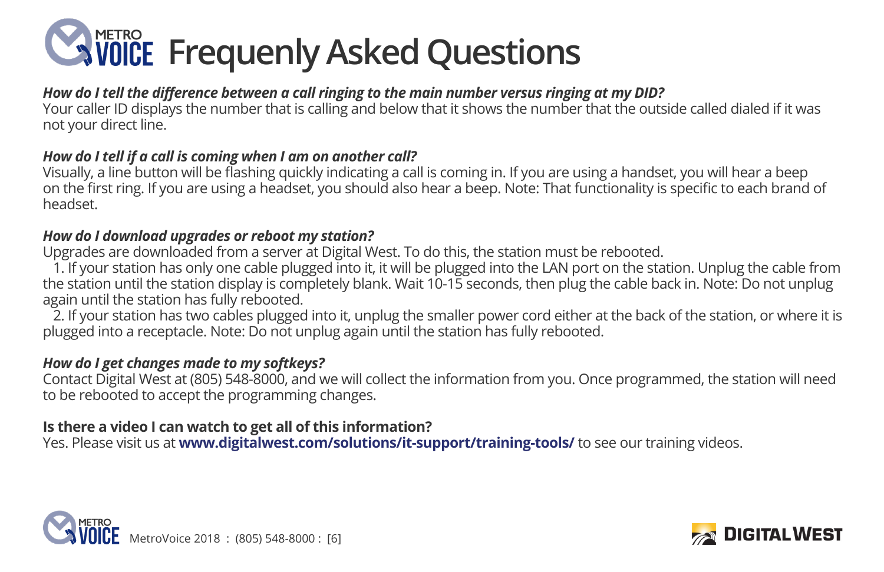# Frequenly Asked Questions

***How do I tell the difference between a call ringing to the main number versus ringing at my DID?***
Your caller ID displays the number that is calling and below that it shows the number that the outside called dialed if it was not your direct line.

***How do I tell if a call is coming when I am on another call?***
Visually, a line button will be flashing quickly indicating a call is coming in. If you are using a handset, you will hear a beep on the first ring. If you are using a headset, you should also hear a beep. Note: That functionality is specific to each brand of headset.

***How do I download upgrades or reboot my station?***
Upgrades are downloaded from a server at Digital West. To do this, the station must be rebooted.

1. If your station has only one cable plugged into it, it will be plugged into the LAN port on the station. Unplug the cable from the station until the station display is completely blank. Wait 10-15 seconds, then plug the cable back in. Note: Do not unplug again until the station has fully rebooted.
2. If your station has two cables plugged into it, unplug the smaller power cord either at the back of the station, or where it is plugged into a receptacle. Note: Do not unplug again until the station has fully rebooted.

***How do I get changes made to my softkeys?***
Contact Digital West at (805) 548-8000, and we will collect the information from you. Once programmed, the station will need to be rebooted to accept the programming changes.

**Is there a video I can watch to get all of this information?**
Yes. Please visit us at **www.digitalwest.com/solutions/it-support/training-tools/** to see our training videos.